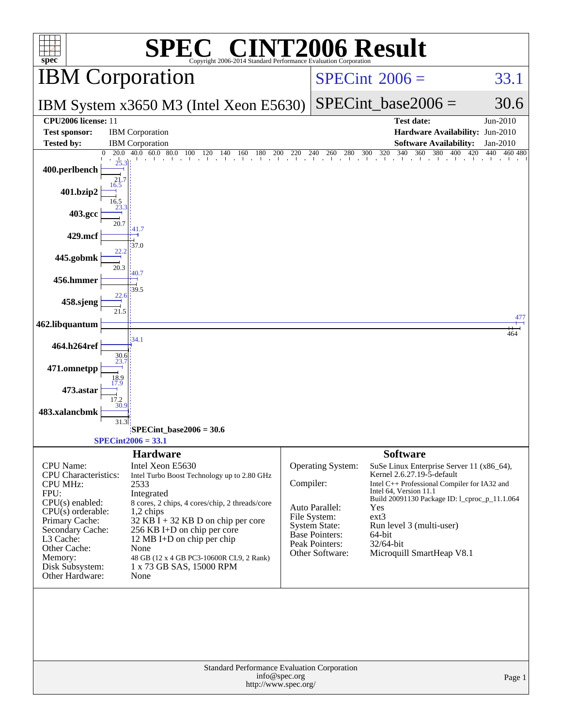# SPEC® CINT2006 Result

Copyright 2006-2014 Standard Performance Evaluation Corporation

## IBM Corporation

**IBM System x3650 M3 (Intel Xeon E5630)**

**SPECint 2006 = 33.1**

**SPECint_base2006 = 30.6**

| | | | |
|---|---|---|---|
| **CPU2006 license:** 11 | | **Test date:** | Jun-2010 |
| **Test sponsor:** | IBM Corporation | **Hardware Availability:** | Jun-2010 |
| **Tested by:** | IBM Corporation | **Software Availability:** | Jan-2010 |

| Benchmark | Peak | Base |
|---|---|---|
| 400.perlbench | 25.3 | 21.7 |
| 401.bzip2 | 16.5 | 16.5 |
| 403.gcc | 23.3 | 20.7 |
| 429.mcf | 41.7 | 37.0 |
| 445.gobmk | 22.2 | 20.3 |
| 456.hmmer | 40.7 | 39.5 |
| 458.sjeng | 22.6 | 21.5 |
| 462.libquantum | 477 | 464 |
| 464.h264ref | 34.1 | 30.6 |
| 471.omnetpp | 23.7 | 18.9 |
| 473.astar | 17.9 | 17.2 |
| 483.xalancbmk | 30.9 | 31.3 |

SPECint_base2006 = 30.6

SPECint2006 = 33.1

### Hardware

| | |
|---|---|
| CPU Name: | Intel Xeon E5630 |
| CPU Characteristics: | Intel Turbo Boost Technology up to 2.80 GHz |
| CPU MHz: | 2533 |
| FPU: | Integrated |
| CPU(s) enabled: | 8 cores, 2 chips, 4 cores/chip, 2 threads/core |
| CPU(s) orderable: | 1,2 chips |
| Primary Cache: | 32 KB I + 32 KB D on chip per core |
| Secondary Cache: | 256 KB I+D on chip per core |
| L3 Cache: | 12 MB I+D on chip per chip |
| Other Cache: | None |
| Memory: | 48 GB (12 x 4 GB PC3-10600R CL9, 2 Rank) |
| Disk Subsystem: | 1 x 73 GB SAS, 15000 RPM |
| Other Hardware: | None |

### Software

| | |
|---|---|
| Operating System: | SuSe Linux Enterprise Server 11 (x86_64), Kernel 2.6.27.19-5-default |
| Compiler: | Intel C++ Professional Compiler for IA32 and Intel 64, Version 11.1 Build 20091130 Package ID: l_cproc_p_11.1.064 |
| Auto Parallel: | Yes |
| File System: | ext3 |
| System State: | Run level 3 (multi-user) |
| Base Pointers: | 64-bit |
| Peak Pointers: | 32/64-bit |
| Other Software: | Microquill SmartHeap V8.1 |

Standard Performance Evaluation Corporation
info@spec.org
http://www.spec.org/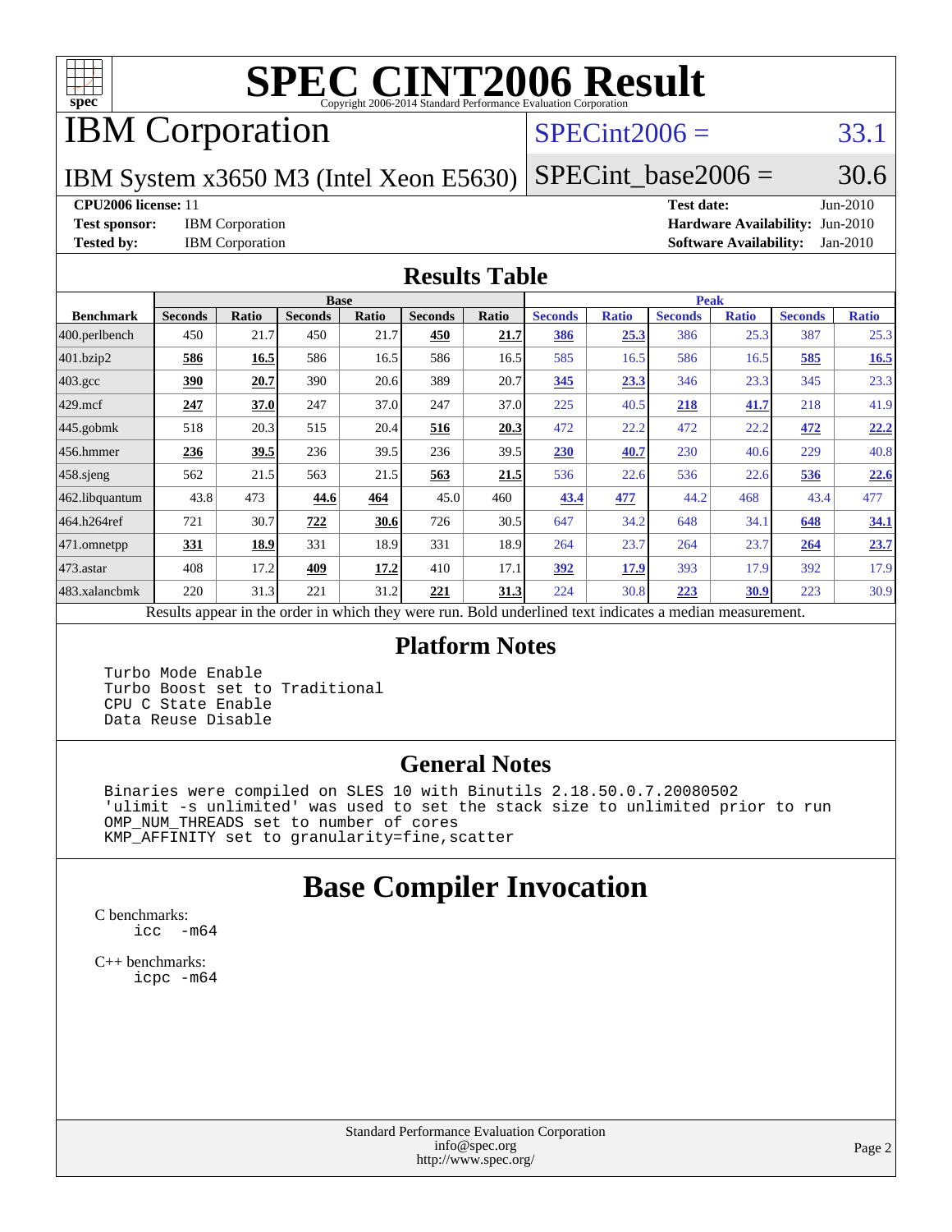# SPEC CINT2006 Result

Copyright 2006-2014 Standard Performance Evaluation Corporation

## IBM Corporation

IBM System x3650 M3 (Intel Xeon E5630)

SPECint2006 = 33.1

SPECint_base2006 = 30.6

**CPU2006 license:** 11

**Test sponsor:** IBM Corporation

**Tested by:** IBM Corporation

**Test date:** Jun-2010

**Hardware Availability:** Jun-2010

**Software Availability:** Jan-2010

## Results Table

| Benchmark | Base | | | | | | Peak | | | | | |
|---|---|---|---|---|---|---|---|---|---|---|---|---|
| | Seconds | Ratio | Seconds | Ratio | Seconds | Ratio | Seconds | Ratio | Seconds | Ratio | Seconds | Ratio |
| 400.perlbench | 450 | 21.7 | 450 | 21.7 | **450** | **21.7** | **386** | **25.3** | 386 | 25.3 | 387 | 25.3 |
| 401.bzip2 | **586** | **16.5** | 586 | 16.5 | 586 | 16.5 | 585 | 16.5 | 586 | 16.5 | **585** | **16.5** |
| 403.gcc | **390** | **20.7** | 390 | 20.6 | 389 | 20.7 | **345** | **23.3** | 346 | 23.3 | 345 | 23.3 |
| 429.mcf | **247** | **37.0** | 247 | 37.0 | 247 | 37.0 | 225 | 40.5 | **218** | **41.7** | 218 | 41.9 |
| 445.gobmk | 518 | 20.3 | 515 | 20.4 | **516** | **20.3** | 472 | 22.2 | 472 | 22.2 | **472** | **22.2** |
| 456.hmmer | **236** | **39.5** | 236 | 39.5 | 236 | 39.5 | **230** | **40.7** | 230 | 40.6 | 229 | 40.8 |
| 458.sjeng | 562 | 21.5 | 563 | 21.5 | **563** | **21.5** | 536 | 22.6 | 536 | 22.6 | **536** | **22.6** |
| 462.libquantum | 43.8 | 473 | **44.6** | **464** | 45.0 | 460 | **43.4** | **477** | 44.2 | 468 | 43.4 | 477 |
| 464.h264ref | 721 | 30.7 | **722** | **30.6** | 726 | 30.5 | 647 | 34.2 | 648 | 34.1 | **648** | **34.1** |
| 471.omnetpp | **331** | **18.9** | 331 | 18.9 | 331 | 18.9 | 264 | 23.7 | 264 | 23.7 | **264** | **23.7** |
| 473.astar | 408 | 17.2 | **409** | **17.2** | 410 | 17.1 | **392** | **17.9** | 393 | 17.9 | 392 | 17.9 |
| 483.xalancbmk | 220 | 31.3 | 221 | 31.2 | **221** | **31.3** | 224 | 30.8 | **223** | **30.9** | 223 | 30.9 |

Results appear in the order in which they were run. Bold underlined text indicates a median measurement.

## Platform Notes

```
Turbo Mode Enable
Turbo Boost set to Traditional
CPU C State Enable
Data Reuse Disable
```

## General Notes

```
Binaries were compiled on SLES 10 with Binutils 2.18.50.0.7.20080502
'ulimit -s unlimited' was used to set the stack size to unlimited prior to run
OMP_NUM_THREADS set to number of cores
KMP_AFFINITY set to granularity=fine,scatter
```

## Base Compiler Invocation

C benchmarks:

```
icc  -m64
```

C++ benchmarks:

```
icpc -m64
```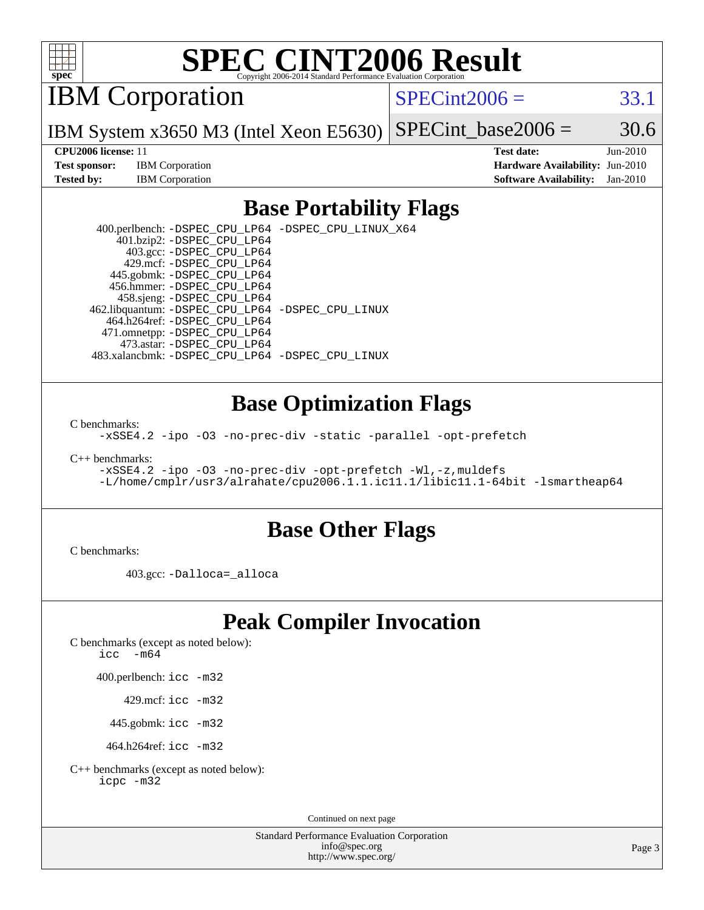# SPEC CINT2006 Result

Copyright 2006-2014 Standard Performance Evaluation Corporation

## IBM Corporation

IBM System x3650 M3 (Intel Xeon E5630)

SPECint2006 = 33.1

SPECint_base2006 = 30.6

**CPU2006 license:** 11
**Test sponsor:** IBM Corporation
**Tested by:** IBM Corporation

**Test date:** Jun-2010
**Hardware Availability:** Jun-2010
**Software Availability:** Jan-2010

## Base Portability Flags

400.perlbench: `-DSPEC_CPU_LP64 -DSPEC_CPU_LINUX_X64`
401.bzip2: `-DSPEC_CPU_LP64`
403.gcc: `-DSPEC_CPU_LP64`
429.mcf: `-DSPEC_CPU_LP64`
445.gobmk: `-DSPEC_CPU_LP64`
456.hmmer: `-DSPEC_CPU_LP64`
458.sjeng: `-DSPEC_CPU_LP64`
462.libquantum: `-DSPEC_CPU_LP64 -DSPEC_CPU_LINUX`
464.h264ref: `-DSPEC_CPU_LP64`
471.omnetpp: `-DSPEC_CPU_LP64`
473.astar: `-DSPEC_CPU_LP64`
483.xalancbmk: `-DSPEC_CPU_LP64 -DSPEC_CPU_LINUX`

## Base Optimization Flags

C benchmarks:
`-xSSE4.2 -ipo -O3 -no-prec-div -static -parallel -opt-prefetch`

C++ benchmarks:
`-xSSE4.2 -ipo -O3 -no-prec-div -opt-prefetch -Wl,-z,muldefs`
`-L/home/cmplr/usr3/alrahate/cpu2006.1.1.ic11.1/libic11.1-64bit -lsmartheap64`

## Base Other Flags

C benchmarks:

403.gcc: `-Dalloca=_alloca`

## Peak Compiler Invocation

C benchmarks (except as noted below):
`icc -m64`

400.perlbench: `icc -m32`

429.mcf: `icc -m32`

445.gobmk: `icc -m32`

464.h264ref: `icc -m32`

C++ benchmarks (except as noted below):
`icpc -m32`

Continued on next page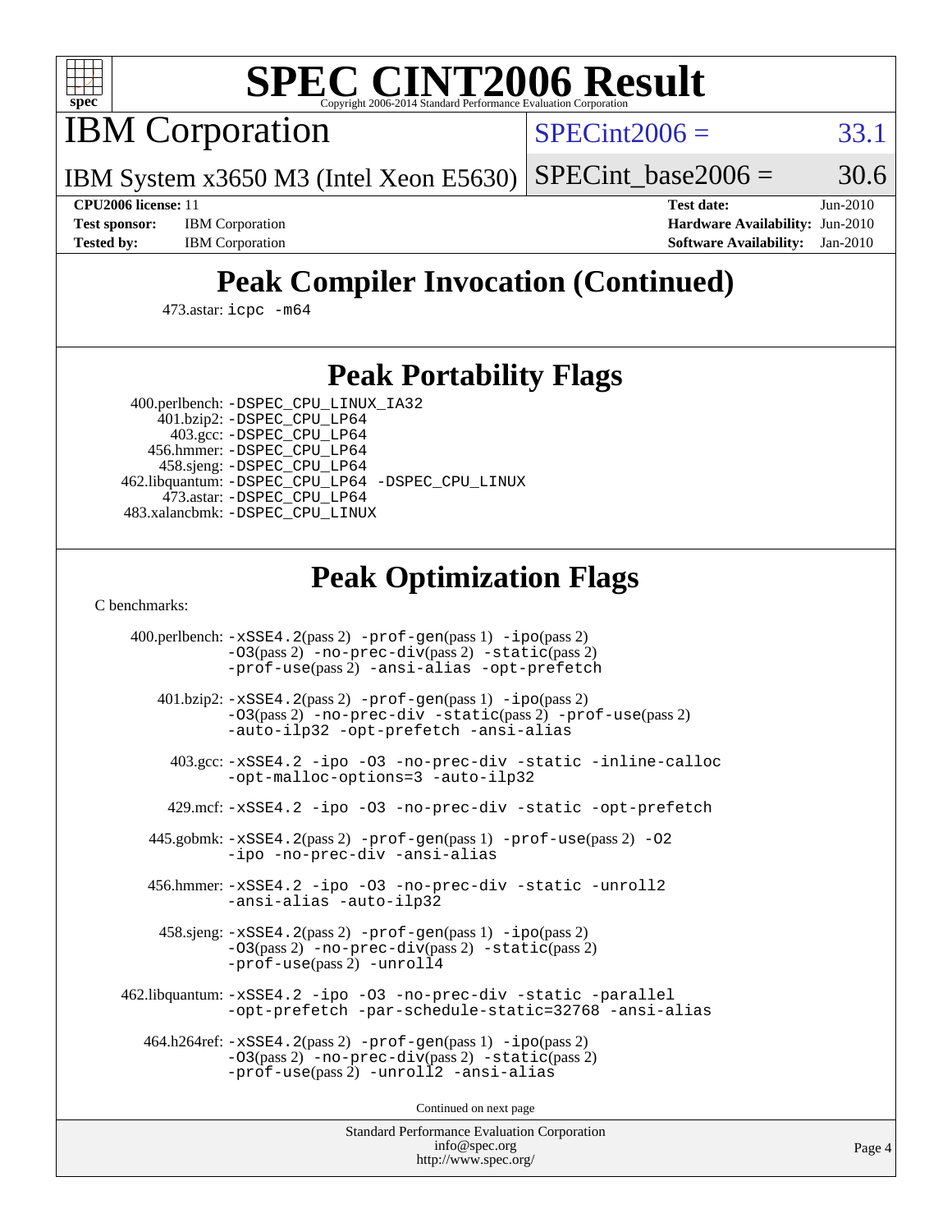# SPEC CINT2006 Result

Copyright 2006-2014 Standard Performance Evaluation Corporation

## IBM Corporation

IBM System x3650 M3 (Intel Xeon E5630)

SPECint2006 = 33.1

SPECint_base2006 = 30.6

| | | | |
|---|---|---|---|
| **CPU2006 license:** 11 | | **Test date:** | Jun-2010 |
| **Test sponsor:** | IBM Corporation | **Hardware Availability:** | Jun-2010 |
| **Tested by:** | IBM Corporation | **Software Availability:** | Jan-2010 |

## Peak Compiler Invocation (Continued)

473.astar: `icpc -m64`

## Peak Portability Flags

400.perlbench: `-DSPEC_CPU_LINUX_IA32`
401.bzip2: `-DSPEC_CPU_LP64`
403.gcc: `-DSPEC_CPU_LP64`
456.hmmer: `-DSPEC_CPU_LP64`
458.sjeng: `-DSPEC_CPU_LP64`
462.libquantum: `-DSPEC_CPU_LP64 -DSPEC_CPU_LINUX`
473.astar: `-DSPEC_CPU_LP64`
483.xalancbmk: `-DSPEC_CPU_LINUX`

## Peak Optimization Flags

C benchmarks:

400.perlbench: `-xSSE4.2`(pass 2) `-prof-gen`(pass 1) `-ipo`(pass 2) `-O3`(pass 2) `-no-prec-div`(pass 2) `-static`(pass 2) `-prof-use`(pass 2) `-ansi-alias -opt-prefetch`

401.bzip2: `-xSSE4.2`(pass 2) `-prof-gen`(pass 1) `-ipo`(pass 2) `-O3`(pass 2) `-no-prec-div -static`(pass 2) `-prof-use`(pass 2) `-auto-ilp32 -opt-prefetch -ansi-alias`

403.gcc: `-xSSE4.2 -ipo -O3 -no-prec-div -static -inline-calloc -opt-malloc-options=3 -auto-ilp32`

429.mcf: `-xSSE4.2 -ipo -O3 -no-prec-div -static -opt-prefetch`

445.gobmk: `-xSSE4.2`(pass 2) `-prof-gen`(pass 1) `-prof-use`(pass 2) `-O2 -ipo -no-prec-div -ansi-alias`

456.hmmer: `-xSSE4.2 -ipo -O3 -no-prec-div -static -unroll2 -ansi-alias -auto-ilp32`

458.sjeng: `-xSSE4.2`(pass 2) `-prof-gen`(pass 1) `-ipo`(pass 2) `-O3`(pass 2) `-no-prec-div`(pass 2) `-static`(pass 2) `-prof-use`(pass 2) `-unroll4`

462.libquantum: `-xSSE4.2 -ipo -O3 -no-prec-div -static -parallel -opt-prefetch -par-schedule-static=32768 -ansi-alias`

464.h264ref: `-xSSE4.2`(pass 2) `-prof-gen`(pass 1) `-ipo`(pass 2) `-O3`(pass 2) `-no-prec-div`(pass 2) `-static`(pass 2) `-prof-use`(pass 2) `-unroll2 -ansi-alias`

Continued on next page

Standard Performance Evaluation Corporation
info@spec.org
http://www.spec.org/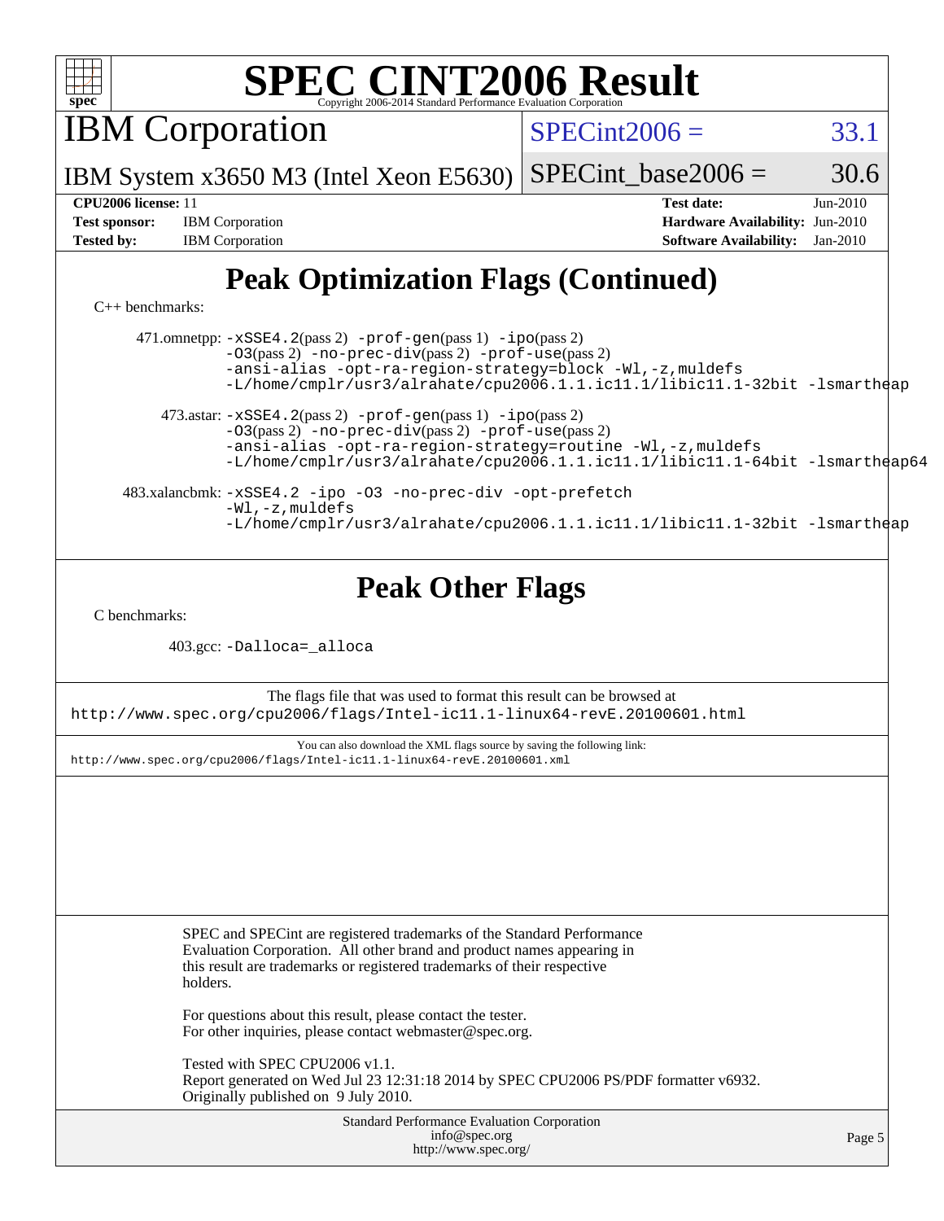# SPEC CINT2006 Result

Copyright 2006-2014 Standard Performance Evaluation Corporation

## IBM Corporation

IBM System x3650 M3 (Intel Xeon E5630)

SPECint2006 = 33.1

SPECint_base2006 = 30.6

| | | | |
|---|---|---|---|
| **CPU2006 license:** 11 | | **Test date:** | Jun-2010 |
| **Test sponsor:** | IBM Corporation | **Hardware Availability:** | Jun-2010 |
| **Tested by:** | IBM Corporation | **Software Availability:** | Jan-2010 |

## Peak Optimization Flags (Continued)

C++ benchmarks:

471.omnetpp: -xSSE4.2(pass 2) -prof-gen(pass 1) -ipo(pass 2) -O3(pass 2) -no-prec-div(pass 2) -prof-use(pass 2) -ansi-alias -opt-ra-region-strategy=block -Wl,-z,muldefs -L/home/cmplr/usr3/alrahate/cpu2006.1.1.ic11.1/libic11.1-32bit -lsmartheap

473.astar: -xSSE4.2(pass 2) -prof-gen(pass 1) -ipo(pass 2) -O3(pass 2) -no-prec-div(pass 2) -prof-use(pass 2) -ansi-alias -opt-ra-region-strategy=routine -Wl,-z,muldefs -L/home/cmplr/usr3/alrahate/cpu2006.1.1.ic11.1/libic11.1-64bit -lsmartheap64

483.xalancbmk: -xSSE4.2 -ipo -O3 -no-prec-div -opt-prefetch -Wl,-z,muldefs -L/home/cmplr/usr3/alrahate/cpu2006.1.1.ic11.1/libic11.1-32bit -lsmartheap

## Peak Other Flags

C benchmarks:

403.gcc: -Dalloca=_alloca

The flags file that was used to format this result can be browsed at
http://www.spec.org/cpu2006/flags/Intel-ic11.1-linux64-revE.20100601.html

You can also download the XML flags source by saving the following link:
http://www.spec.org/cpu2006/flags/Intel-ic11.1-linux64-revE.20100601.xml

SPEC and SPECint are registered trademarks of the Standard Performance Evaluation Corporation. All other brand and product names appearing in this result are trademarks or registered trademarks of their respective holders.

For questions about this result, please contact the tester.
For other inquiries, please contact webmaster@spec.org.

Tested with SPEC CPU2006 v1.1.
Report generated on Wed Jul 23 12:31:18 2014 by SPEC CPU2006 PS/PDF formatter v6932.
Originally published on 9 July 2010.

Standard Performance Evaluation Corporation
info@spec.org
http://www.spec.org/